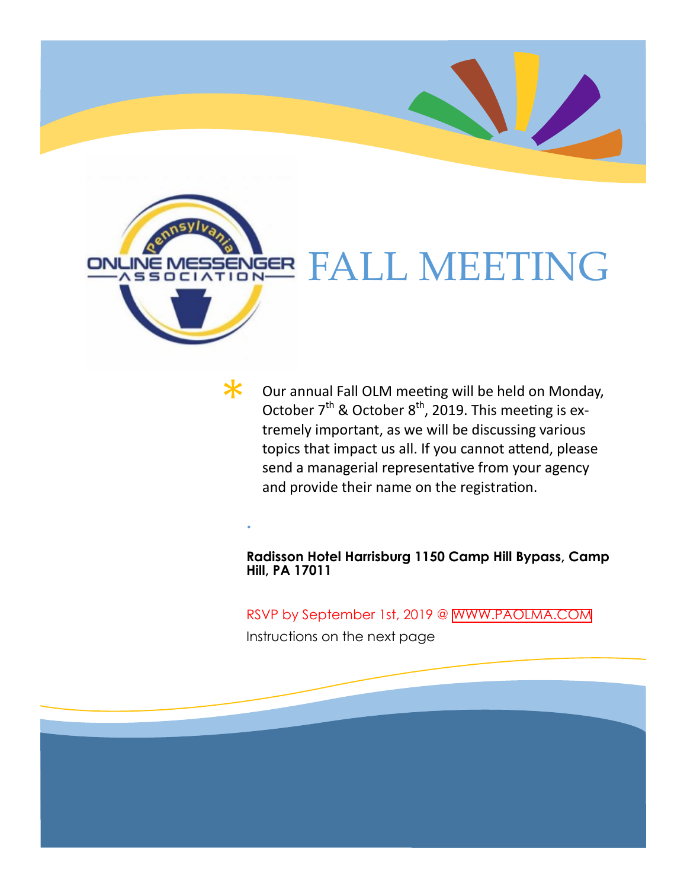Pennsylvania ONLINE MESSENGER ASSOCIATION

# FALL MEETING

* Our annual Fall OLM meeting will be held on Monday, October 7th & October 8th, 2019. This meeting is extremely important, as we will be discussing various topics that impact us all. If you cannot attend, please send a managerial representative from your agency and provide their name on the registration.

**Radisson Hotel Harrisburg 1150 Camp Hill Bypass, Camp Hill, PA 17011**

RSVP by September 1st, 2019 @ WWW.PAOLMA.COM

Instructions on the next page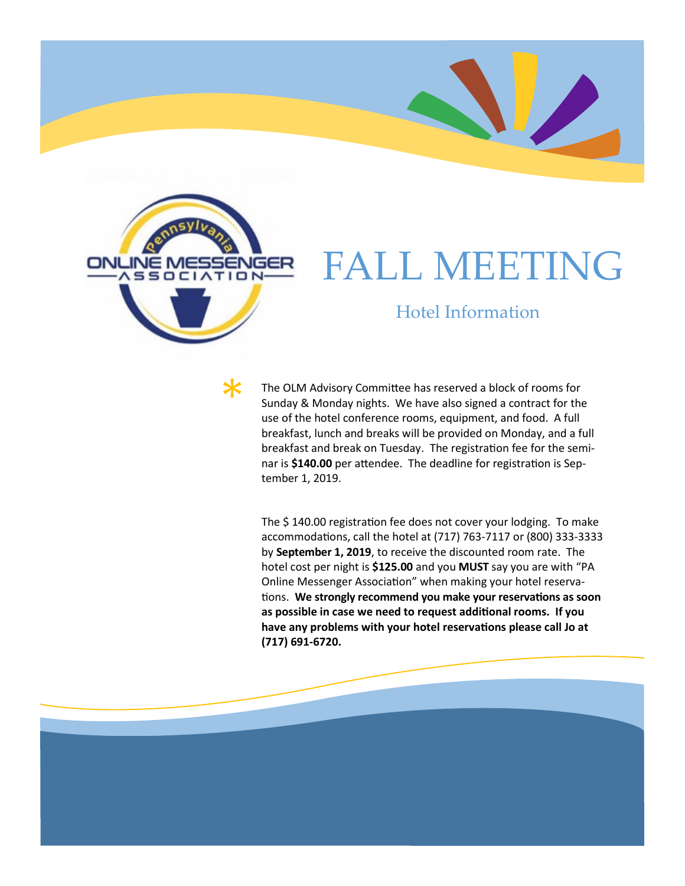# FALL MEETING

## Hotel Information

The OLM Advisory Committee has reserved a block of rooms for Sunday & Monday nights. We have also signed a contract for the use of the hotel conference rooms, equipment, and food. A full breakfast, lunch and breaks will be provided on Monday, and a full breakfast and break on Tuesday. The registration fee for the seminar is **$140.00** per attendee. The deadline for registration is September 1, 2019.

The $ 140.00 registration fee does not cover your lodging. To make accommodations, call the hotel at (717) 763-7117 or (800) 333-3333 by **September 1, 2019**, to receive the discounted room rate. The hotel cost per night is **$125.00** and you **MUST** say you are with "PA Online Messenger Association" when making your hotel reservations. **We strongly recommend you make your reservations as soon as possible in case we need to request additional rooms. If you have any problems with your hotel reservations please call Jo at (717) 691-6720.**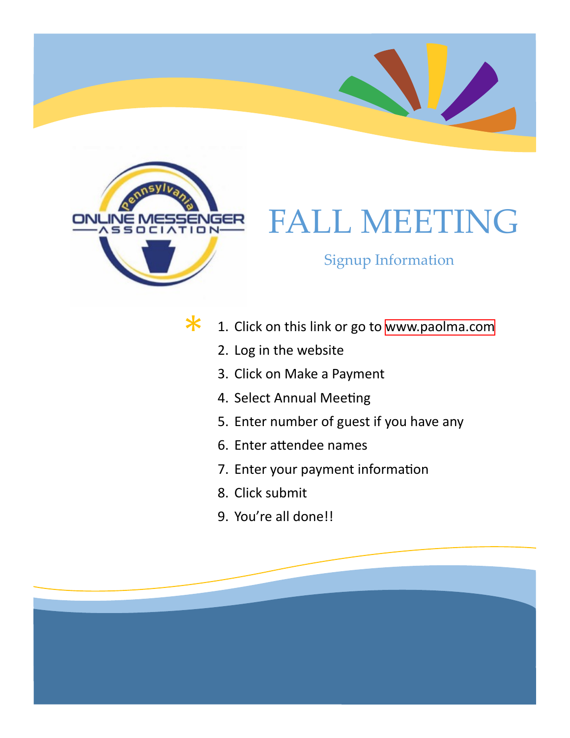Pennsylvania ONLINE MESSENGER ASSOCIATION

# FALL MEETING

## Signup Information

1. Click on this link or go to www.paolma.com
2. Log in the website
3. Click on Make a Payment
4. Select Annual Meeting
5. Enter number of guest if you have any
6. Enter attendee names
7. Enter your payment information
8. Click submit
9. You're all done!!